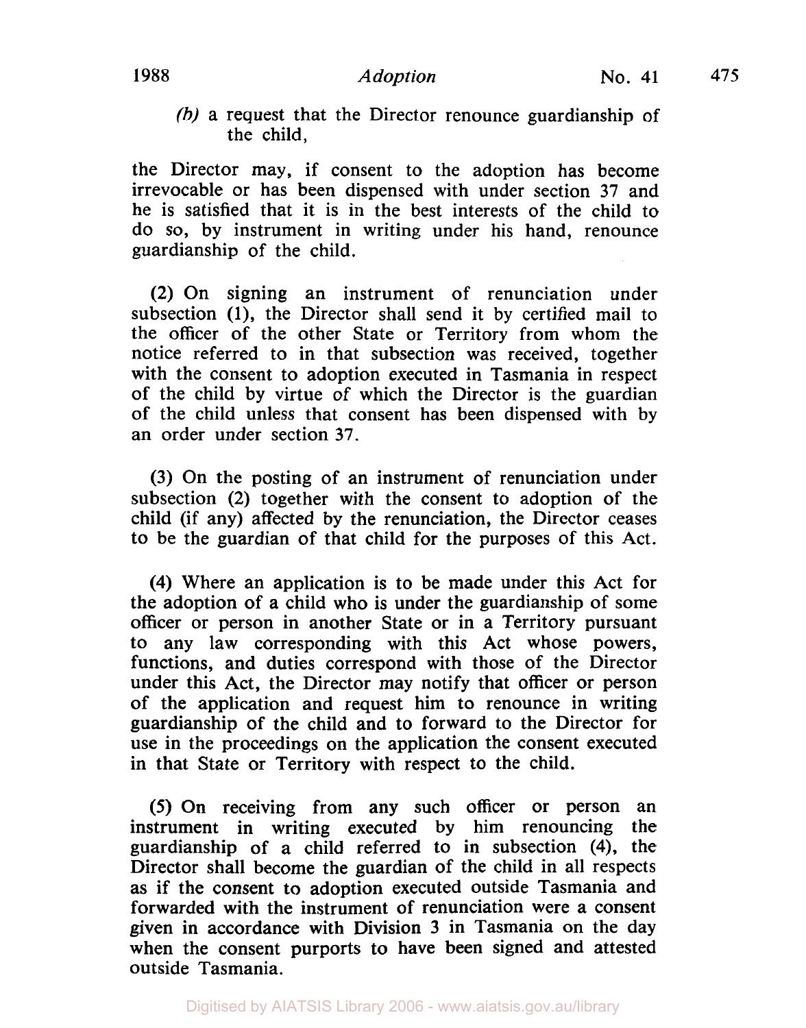*(b)* a request that the Director renounce guardianship of the child,

the Director may, if consent to the adoption has become irrevocable or has been dispensed with under section 37 and he is satisfied that it is in the best interests of the child to do so, by instrument in writing under his hand, renounce guardianship of the child.

(2) On signing an instrument of renunciation under subsection (1), the Director shall send it by certified mail to the officer of the other State or Territory from whom the notice referred to in that subsection was received, together with the consent to adoption executed in Tasmania in respect of the child by virtue of which the Director is the guardian of the child unless that consent has been dispensed with by an order under section 37.

(3) On the posting of an instrument of renunciation under subsection (2) together with the consent to adoption of the child (if any) affected by the renunciation, the Director ceases to be the guardian of that child for the purposes of this Act.

(4) Where an application is to be made under this Act for the adoption of a child who is under the guardianship of some officer or person in another State or in a Territory pursuant to any law corresponding with this Act whose powers, functions, and duties correspond with those of the Director under this Act, the Director may notify that officer or person of the application and request him to renounce in writing guardianship of the child and to forward to the Director for use in the proceedings on the application the consent executed in that State or Territory with respect to the child.

(5) On receiving from any such officer or person an instrument in writing executed by him renouncing the guardianship of a child referred to in subsection (4), the Director shall become the guardian of the child in all respects as if the consent to adoption executed outside Tasmania and forwarded with the instrument of renunciation were a consent given in accordance with Division 3 in Tasmania on the day when the consent purports to have been signed and attested outside Tasmania.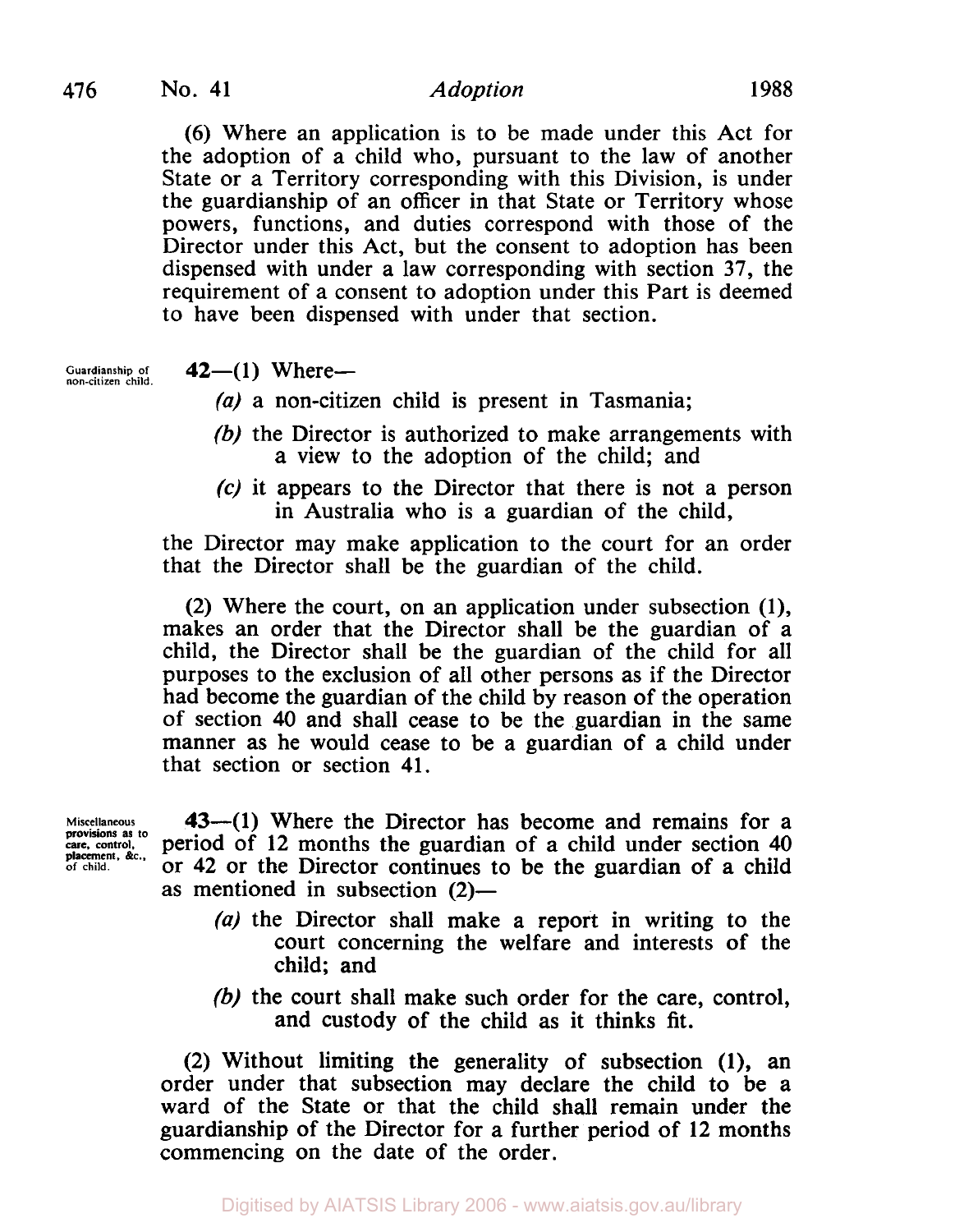(6) Where an application is to be made under this Act for the adoption of a child who, pursuant to the law of another State or a Territory corresponding with this Division, is under the guardianship of an officer in that State or Territory whose powers, functions, and duties correspond with those of the Director under this Act, but the consent to adoption has been dispensed with under a law corresponding with section 37, the requirement of a consent to adoption under this Part is deemed to have been dispensed with under that section.

Guardianship of non-citizen child.

**42**—(1) Where—

*(a)* a non-citizen child is present in Tasmania;

*(b)* the Director is authorized to make arrangements with a view to the adoption of the child; and

*(c)* it appears to the Director that there is not a person in Australia who is a guardian of the child,

the Director may make application to the court for an order that the Director shall be the guardian of the child.

(2) Where the court, on an application under subsection (1), makes an order that the Director shall be the guardian of a child, the Director shall be the guardian of the child for all purposes to the exclusion of all other persons as if the Director had become the guardian of the child by reason of the operation of section 40 and shall cease to be the guardian in the same manner as he would cease to be a guardian of a child under that section or section 41.

Miscellaneous provisions as to care, control, placement, &c., of child.

**43**—(1) Where the Director has become and remains for a period of 12 months the guardian of a child under section 40 or 42 or the Director continues to be the guardian of a child as mentioned in subsection (2)—

*(a)* the Director shall make a report in writing to the court concerning the welfare and interests of the child; and

*(b)* the court shall make such order for the care, control, and custody of the child as it thinks fit.

(2) Without limiting the generality of subsection (1), an order under that subsection may declare the child to be a ward of the State or that the child shall remain under the guardianship of the Director for a further period of 12 months commencing on the date of the order.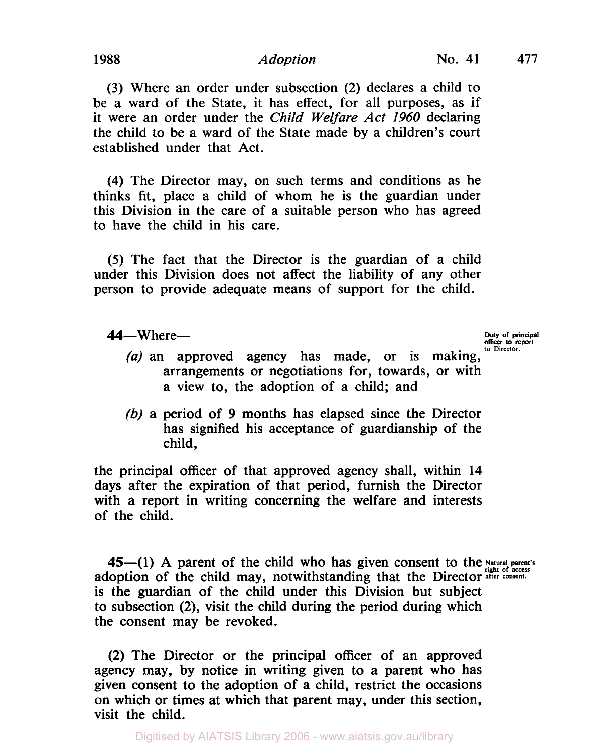(3) Where an order under subsection (2) declares a child to be a ward of the State, it has effect, for all purposes, as if it were an order under the *Child Welfare Act 1960* declaring the child to be a ward of the State made by a children's court established under that Act.

(4) The Director may, on such terms and conditions as he thinks fit, place a child of whom he is the guardian under this Division in the care of a suitable person who has agreed to have the child in his care.

(5) The fact that the Director is the guardian of a child under this Division does not affect the liability of any other person to provide adequate means of support for the child.

**Duty of principal officer to report to Director.**

**44**—Where—

*(a)* an approved agency has made, or is making, arrangements or negotiations for, towards, or with a view to, the adoption of a child; and

*(b)* a period of 9 months has elapsed since the Director has signified his acceptance of guardianship of the child,

the principal officer of that approved agency shall, within 14 days after the expiration of that period, furnish the Director with a report in writing concerning the welfare and interests of the child.

**Natural parent's right of access after consent.**

**45**—(1) A parent of the child who has given consent to the adoption of the child may, notwithstanding that the Director is the guardian of the child under this Division but subject to subsection (2), visit the child during the period during which the consent may be revoked.

(2) The Director or the principal officer of an approved agency may, by notice in writing given to a parent who has given consent to the adoption of a child, restrict the occasions on which or times at which that parent may, under this section, visit the child.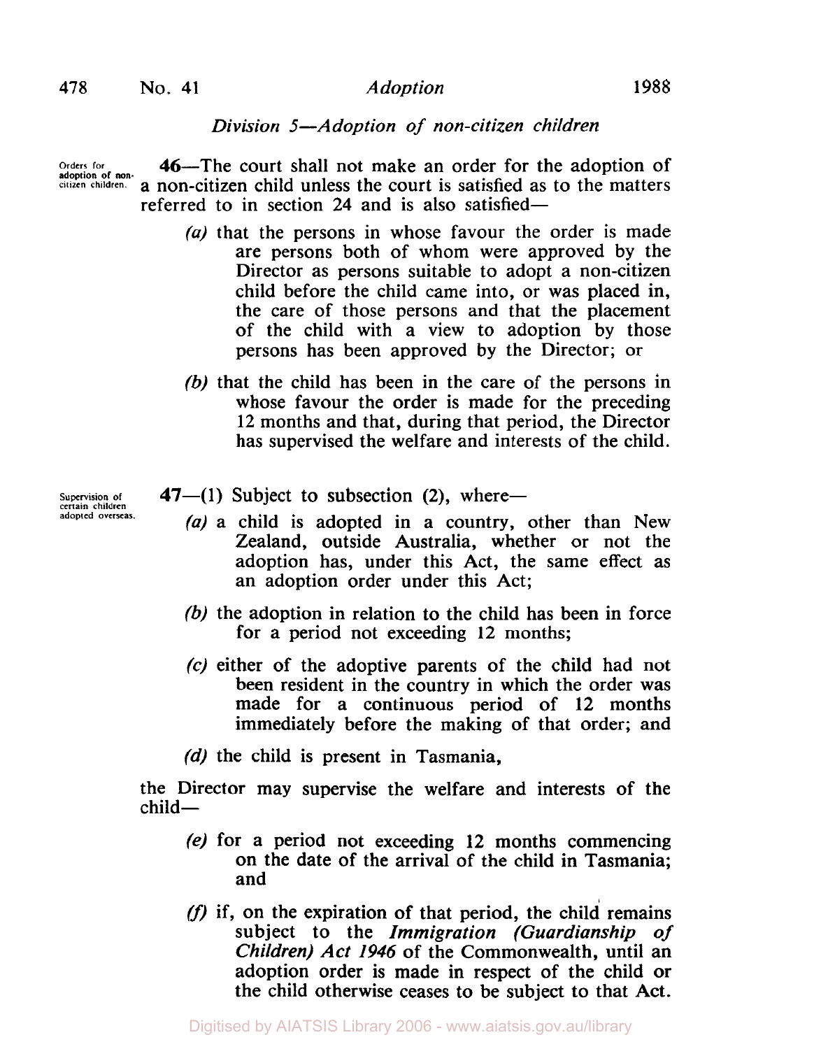### *Division 5—Adoption of non-citizen children*

Orders for adoption of non-citizen children.

**46**—The court shall not make an order for the adoption of a non-citizen child unless the court is satisfied as to the matters referred to in section 24 and is also satisfied—

*(a)* that the persons in whose favour the order is made are persons both of whom were approved by the Director as persons suitable to adopt a non-citizen child before the child came into, or was placed in, the care of those persons and that the placement of the child with a view to adoption by those persons has been approved by the Director; or

*(b)* that the child has been in the care of the persons in whose favour the order is made for the preceding 12 months and that, during that period, the Director has supervised the welfare and interests of the child.

Supervision of certain children adopted overseas.

**47**—(1) Subject to subsection (2), where—

*(a)* a child is adopted in a country, other than New Zealand, outside Australia, whether or not the adoption has, under this Act, the same effect as an adoption order under this Act;

*(b)* the adoption in relation to the child has been in force for a period not exceeding 12 months;

*(c)* either of the adoptive parents of the child had not been resident in the country in which the order was made for a continuous period of 12 months immediately before the making of that order; and

*(d)* the child is present in Tasmania,

the Director may supervise the welfare and interests of the child—

*(e)* for a period not exceeding 12 months commencing on the date of the arrival of the child in Tasmania; and

*(f)* if, on the expiration of that period, the child remains subject to the *Immigration (Guardianship of Children) Act 1946* of the Commonwealth, until an adoption order is made in respect of the child or the child otherwise ceases to be subject to that Act.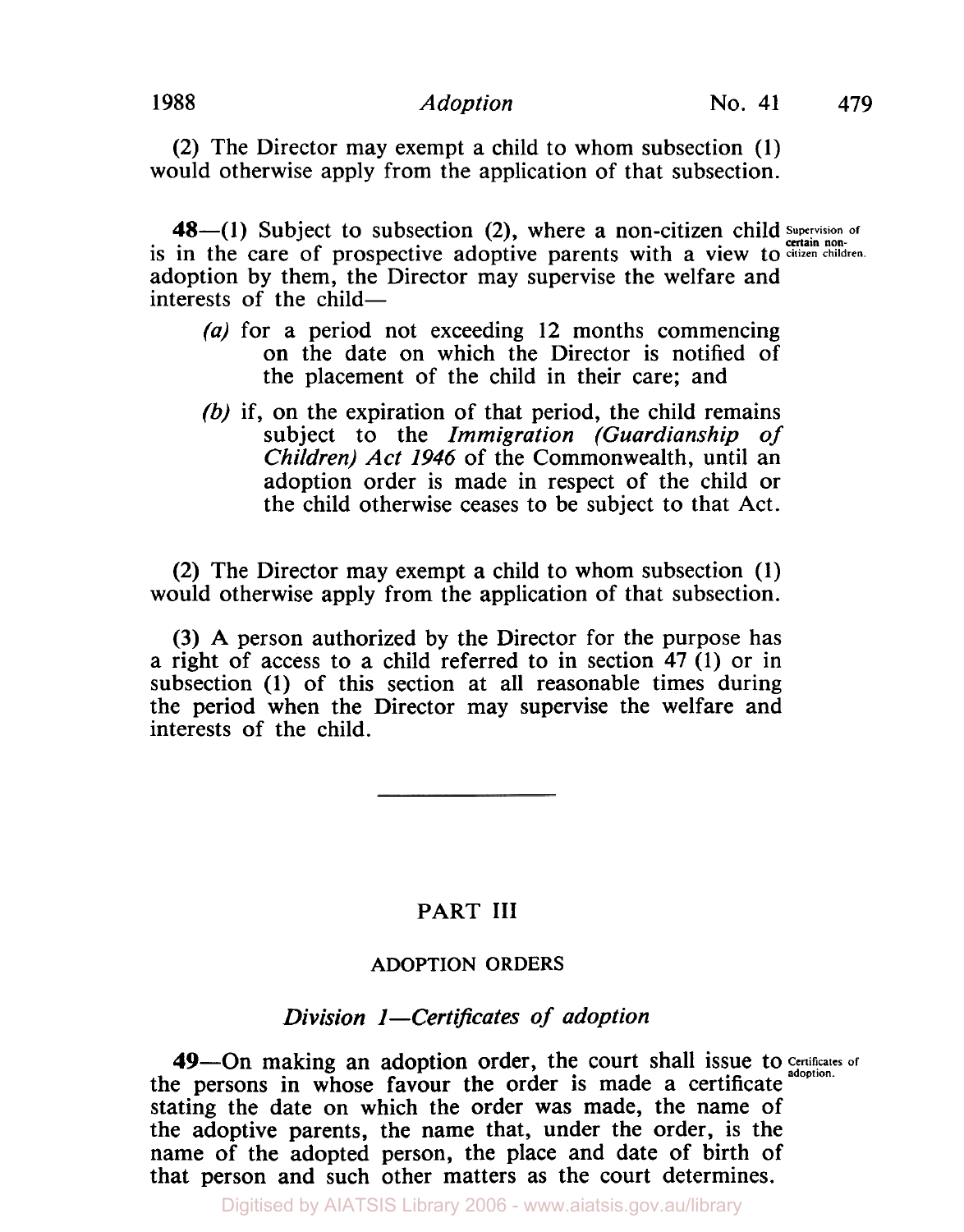(2) The Director may exempt a child to whom subsection (1) would otherwise apply from the application of that subsection.

**48**—(1) Subject to subsection (2), where a non-citizen child is in the care of prospective adoptive parents with a view to adoption by them, the Director may supervise the welfare and interests of the child—

Supervision of certain non-citizen children.

- *(a)* for a period not exceeding 12 months commencing on the date on which the Director is notified of the placement of the child in their care; and
- *(b)* if, on the expiration of that period, the child remains subject to the *Immigration (Guardianship of Children) Act 1946* of the Commonwealth, until an adoption order is made in respect of the child or the child otherwise ceases to be subject to that Act.

(2) The Director may exempt a child to whom subsection (1) would otherwise apply from the application of that subsection.

(3) A person authorized by the Director for the purpose has a right of access to a child referred to in section 47 (1) or in subsection (1) of this section at all reasonable times during the period when the Director may supervise the welfare and interests of the child.

## PART III

### ADOPTION ORDERS

### *Division 1—Certificates of adoption*

**49**—On making an adoption order, the court shall issue to the persons in whose favour the order is made a certificate stating the date on which the order was made, the name of the adoptive parents, the name that, under the order, is the name of the adopted person, the place and date of birth of that person and such other matters as the court determines.

Certificates of adoption.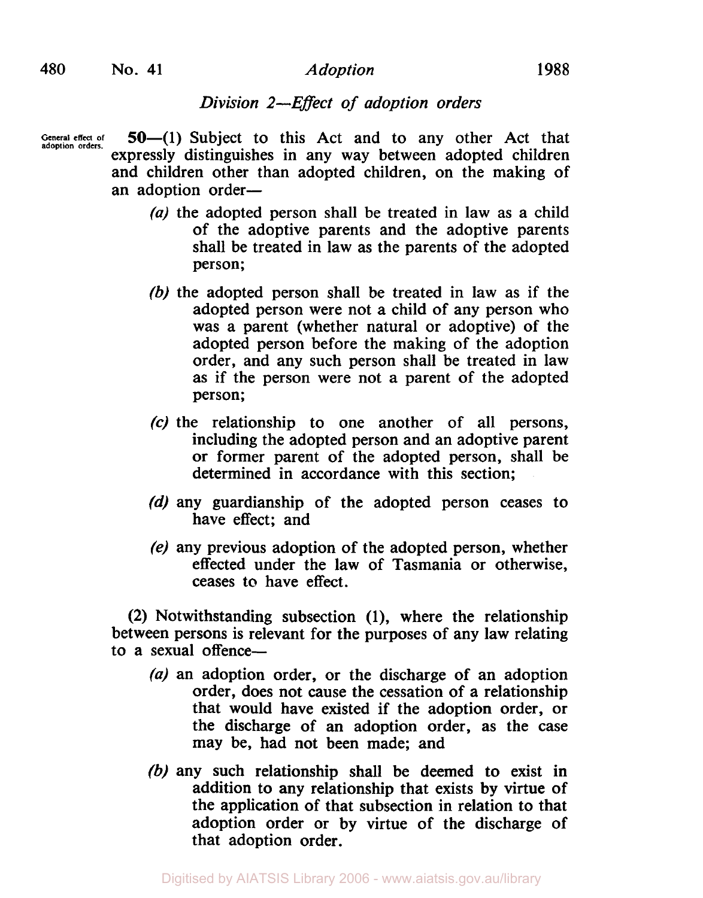## *Division 2—Effect of adoption orders*

General effect of adoption orders.

**50**—(1) Subject to this Act and to any other Act that expressly distinguishes in any way between adopted children and children other than adopted children, on the making of an adoption order—

*(a)* the adopted person shall be treated in law as a child of the adoptive parents and the adoptive parents shall be treated in law as the parents of the adopted person;

*(b)* the adopted person shall be treated in law as if the adopted person were not a child of any person who was a parent (whether natural or adoptive) of the adopted person before the making of the adoption order, and any such person shall be treated in law as if the person were not a parent of the adopted person;

*(c)* the relationship to one another of all persons, including the adopted person and an adoptive parent or former parent of the adopted person, shall be determined in accordance with this section;

*(d)* any guardianship of the adopted person ceases to have effect; and

*(e)* any previous adoption of the adopted person, whether effected under the law of Tasmania or otherwise, ceases to have effect.

(2) Notwithstanding subsection (1), where the relationship between persons is relevant for the purposes of any law relating to a sexual offence—

*(a)* an adoption order, or the discharge of an adoption order, does not cause the cessation of a relationship that would have existed if the adoption order, or the discharge of an adoption order, as the case may be, had not been made; and

*(b)* any such relationship shall be deemed to exist in addition to any relationship that exists by virtue of the application of that subsection in relation to that adoption order or by virtue of the discharge of that adoption order.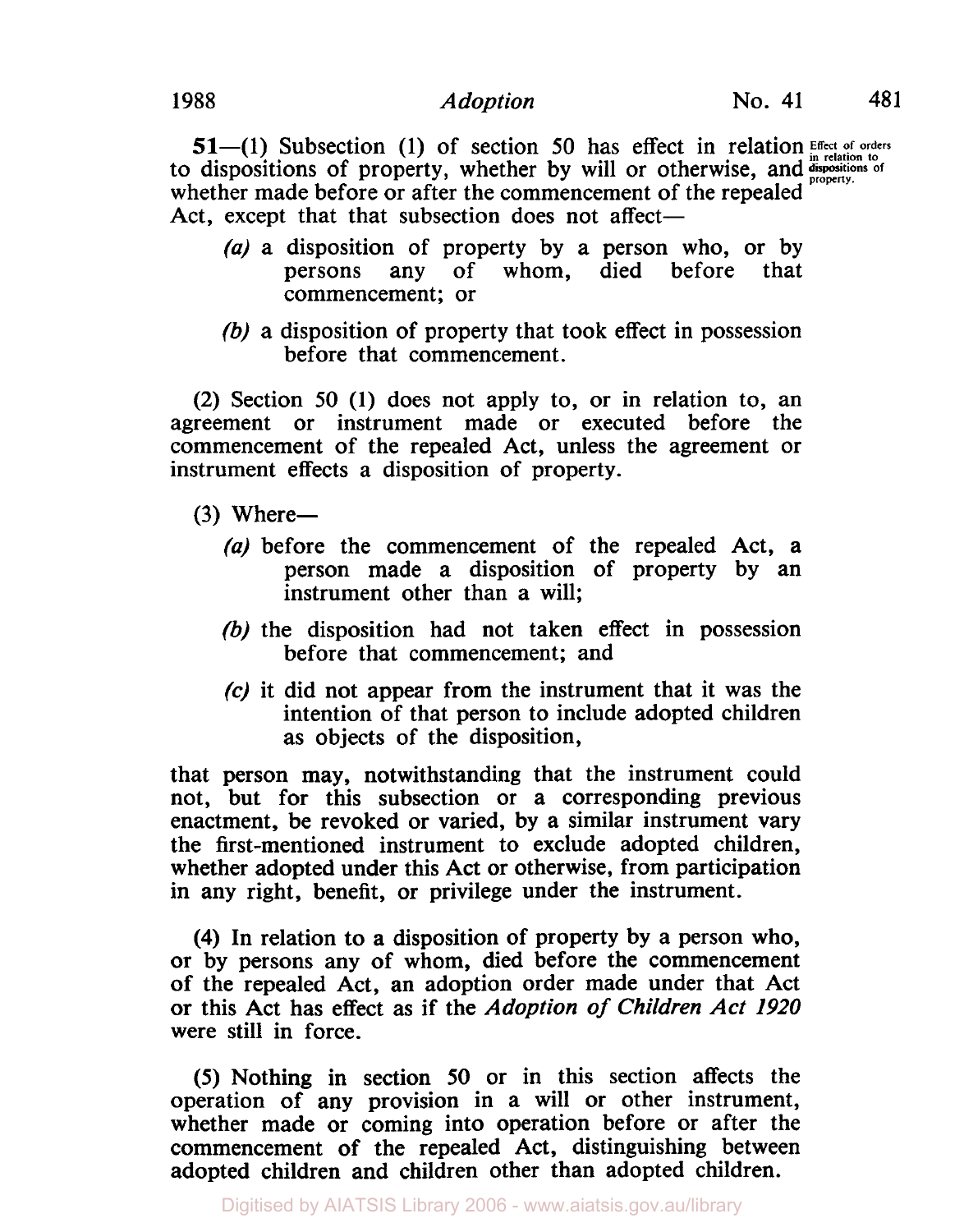**51**—(1) Subsection (1) of section 50 has effect in relation to dispositions of property, whether by will or otherwise, and whether made before or after the commencement of the repealed Act, except that that subsection does not affect—

*Effect of orders in relation to dispositions of property.*

- *(a)* a disposition of property by a person who, or by persons any of whom, died before that commencement; or
- *(b)* a disposition of property that took effect in possession before that commencement.

(2) Section 50 (1) does not apply to, or in relation to, an agreement or instrument made or executed before the commencement of the repealed Act, unless the agreement or instrument effects a disposition of property.

(3) Where—

- *(a)* before the commencement of the repealed Act, a person made a disposition of property by an instrument other than a will;
- *(b)* the disposition had not taken effect in possession before that commencement; and
- *(c)* it did not appear from the instrument that it was the intention of that person to include adopted children as objects of the disposition,

that person may, notwithstanding that the instrument could not, but for this subsection or a corresponding previous enactment, be revoked or varied, by a similar instrument vary the first-mentioned instrument to exclude adopted children, whether adopted under this Act or otherwise, from participation in any right, benefit, or privilege under the instrument.

(4) In relation to a disposition of property by a person who, or by persons any of whom, died before the commencement of the repealed Act, an adoption order made under that Act or this Act has effect as if the *Adoption of Children Act 1920* were still in force.

(5) Nothing in section 50 or in this section affects the operation of any provision in a will or other instrument, whether made or coming into operation before or after the commencement of the repealed Act, distinguishing between adopted children and children other than adopted children.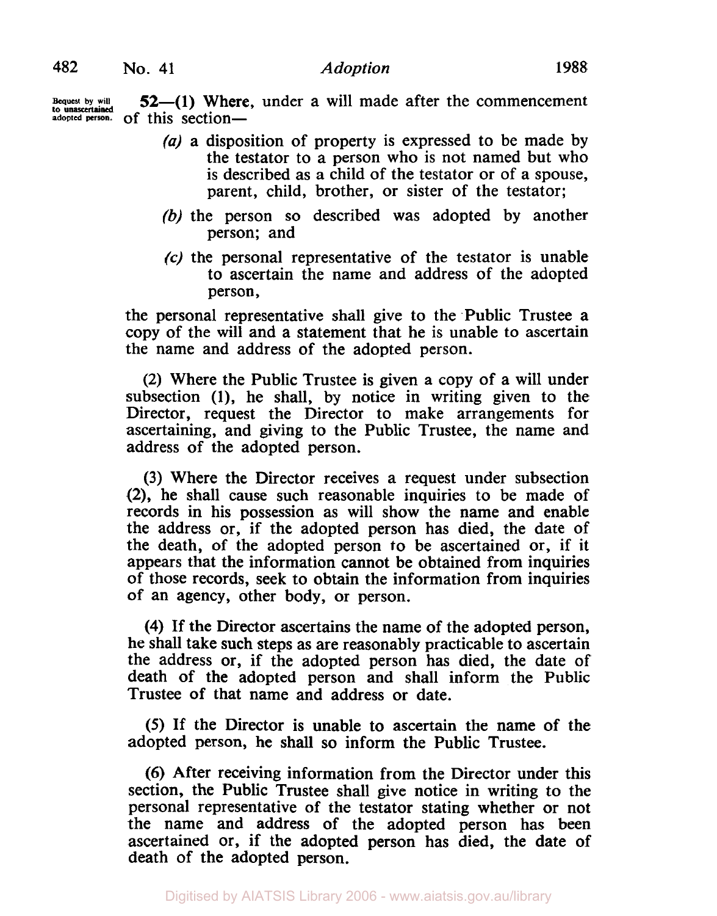Bequest by will to unascertained adopted person.

**52—(1)** Where, under a will made after the commencement of this section—

*(a)* a disposition of property is expressed to be made by the testator to a person who is not named but who is described as a child of the testator or of a spouse, parent, child, brother, or sister of the testator;

*(b)* the person so described was adopted by another person; and

*(c)* the personal representative of the testator is unable to ascertain the name and address of the adopted person,

the personal representative shall give to the Public Trustee a copy of the will and a statement that he is unable to ascertain the name and address of the adopted person.

(2) Where the Public Trustee is given a copy of a will under subsection (1), he shall, by notice in writing given to the Director, request the Director to make arrangements for ascertaining, and giving to the Public Trustee, the name and address of the adopted person.

(3) Where the Director receives a request under subsection (2), he shall cause such reasonable inquiries to be made of records in his possession as will show the name and enable the address or, if the adopted person has died, the date of the death, of the adopted person to be ascertained or, if it appears that the information cannot be obtained from inquiries of those records, seek to obtain the information from inquiries of an agency, other body, or person.

(4) If the Director ascertains the name of the adopted person, he shall take such steps as are reasonably practicable to ascertain the address or, if the adopted person has died, the date of death of the adopted person and shall inform the Public Trustee of that name and address or date.

(5) If the Director is unable to ascertain the name of the adopted person, he shall so inform the Public Trustee.

(6) After receiving information from the Director under this section, the Public Trustee shall give notice in writing to the personal representative of the testator stating whether or not the name and address of the adopted person has been ascertained or, if the adopted person has died, the date of death of the adopted person.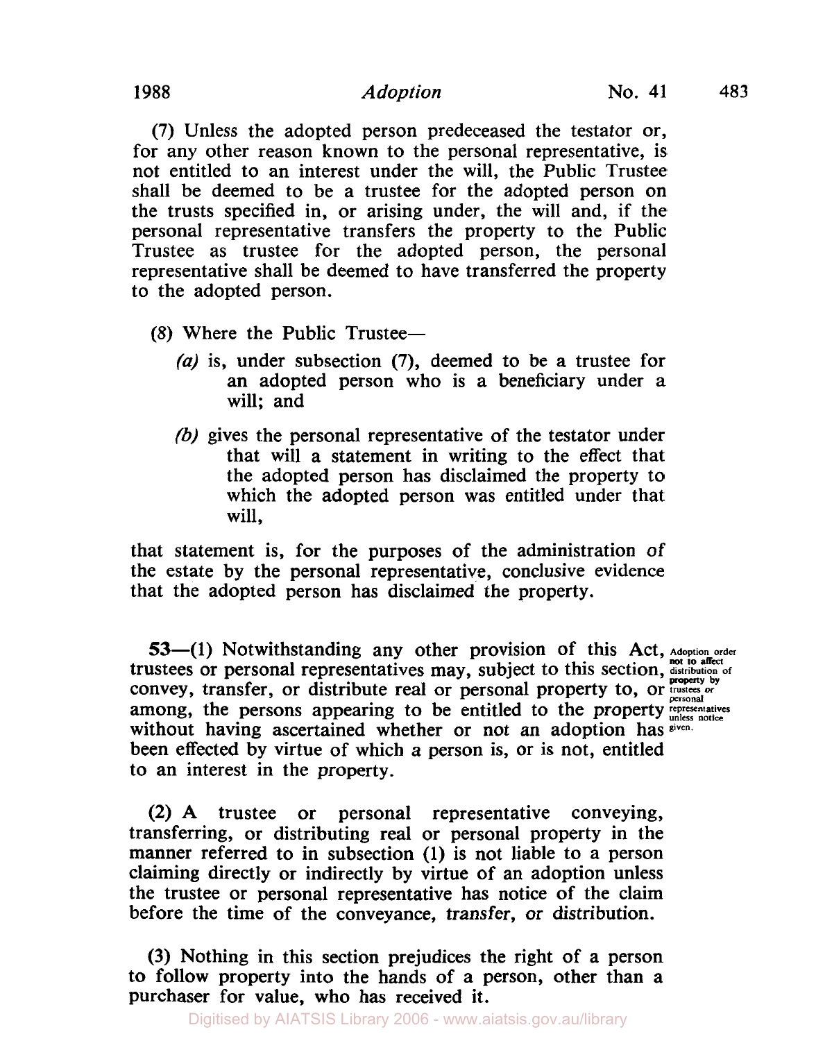(7) Unless the adopted person predeceased the testator or, for any other reason known to the personal representative, is not entitled to an interest under the will, the Public Trustee shall be deemed to be a trustee for the adopted person on the trusts specified in, or arising under, the will and, if the personal representative transfers the property to the Public Trustee as trustee for the adopted person, the personal representative shall be deemed to have transferred the property to the adopted person.

(8) Where the Public Trustee—

*(a)* is, under subsection (7), deemed to be a trustee for an adopted person who is a beneficiary under a will; and

*(b)* gives the personal representative of the testator under that will a statement in writing to the effect that the adopted person has disclaimed the property to which the adopted person was entitled under that will,

that statement is, for the purposes of the administration of the estate by the personal representative, conclusive evidence that the adopted person has disclaimed the property.

**Adoption order not to affect distribution of property by trustees or personal representatives unless notice given.**

**53**—(1) Notwithstanding any other provision of this Act, trustees or personal representatives may, subject to this section, convey, transfer, or distribute real or personal property to, or among, the persons appearing to be entitled to the property without having ascertained whether or not an adoption has been effected by virtue of which a person is, or is not, entitled to an interest in the property.

(2) A trustee or personal representative conveying, transferring, or distributing real or personal property in the manner referred to in subsection (1) is not liable to a person claiming directly or indirectly by virtue of an adoption unless the trustee or personal representative has notice of the claim before the time of the conveyance, transfer, or distribution.

(3) Nothing in this section prejudices the right of a person to follow property into the hands of a person, other than a purchaser for value, who has received it.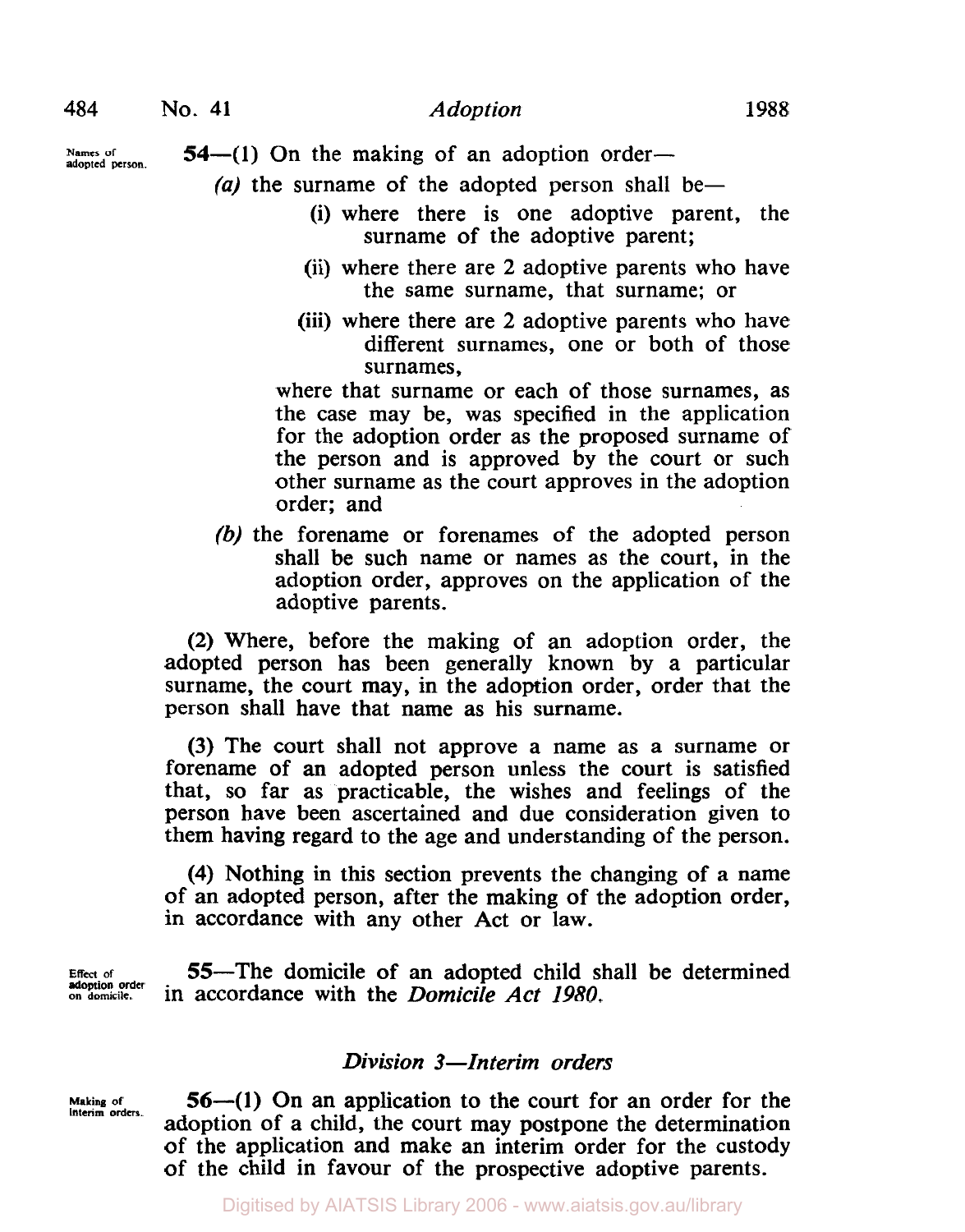Names of adopted person.

**54**—(1) On the making of an adoption order—

*(a)* the surname of the adopted person shall be—

(i) where there is one adoptive parent, the surname of the adoptive parent;

(ii) where there are 2 adoptive parents who have the same surname, that surname; or

(iii) where there are 2 adoptive parents who have different surnames, one or both of those surnames,

where that surname or each of those surnames, as the case may be, was specified in the application for the adoption order as the proposed surname of the person and is approved by the court or such other surname as the court approves in the adoption order; and

*(b)* the forename or forenames of the adopted person shall be such name or names as the court, in the adoption order, approves on the application of the adoptive parents.

(2) Where, before the making of an adoption order, the adopted person has been generally known by a particular surname, the court may, in the adoption order, order that the person shall have that name as his surname.

(3) The court shall not approve a name as a surname or forename of an adopted person unless the court is satisfied that, so far as practicable, the wishes and feelings of the person have been ascertained and due consideration given to them having regard to the age and understanding of the person.

(4) Nothing in this section prevents the changing of a name of an adopted person, after the making of the adoption order, in accordance with any other Act or law.

Effect of adoption order on domicile.

**55**—The domicile of an adopted child shall be determined in accordance with the *Domicile Act 1980*.

## *Division 3—Interim orders*

Making of interim orders.

**56**—(1) On an application to the court for an order for the adoption of a child, the court may postpone the determination of the application and make an interim order for the custody of the child in favour of the prospective adoptive parents.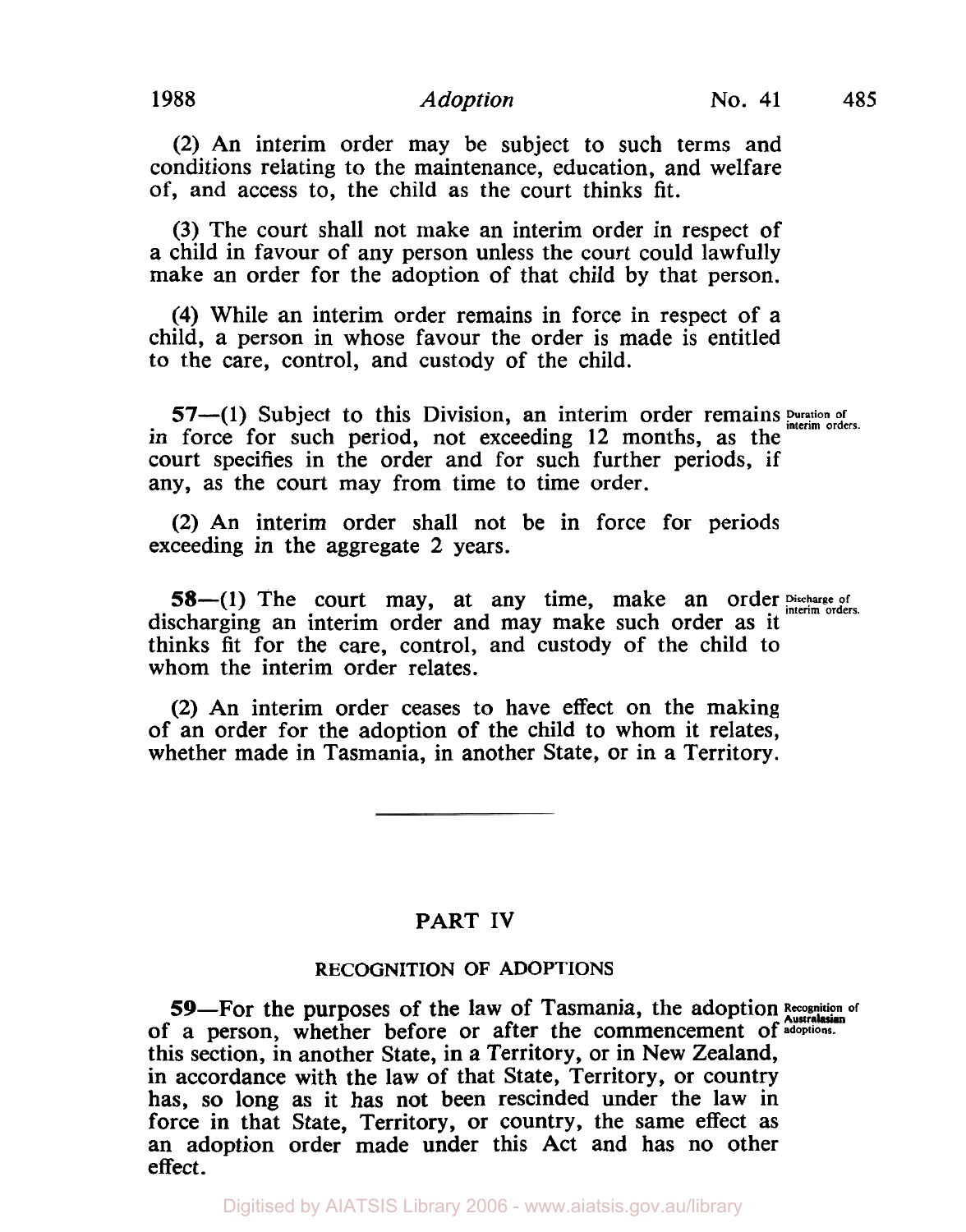(2) An interim order may be subject to such terms and conditions relating to the maintenance, education, and welfare of, and access to, the child as the court thinks fit.

(3) The court shall not make an interim order in respect of a child in favour of any person unless the court could lawfully make an order for the adoption of that child by that person.

(4) While an interim order remains in force in respect of a child, a person in whose favour the order is made is entitled to the care, control, and custody of the child.

Duration of interim orders.

**57**—(1) Subject to this Division, an interim order remains in force for such period, not exceeding 12 months, as the court specifies in the order and for such further periods, if any, as the court may from time to time order.

(2) An interim order shall not be in force for periods exceeding in the aggregate 2 years.

Discharge of interim orders.

**58**—(1) The court may, at any time, make an order discharging an interim order and may make such order as it thinks fit for the care, control, and custody of the child to whom the interim order relates.

(2) An interim order ceases to have effect on the making of an order for the adoption of the child to whom it relates, whether made in Tasmania, in another State, or in a Territory.

---

## PART IV

### RECOGNITION OF ADOPTIONS

Recognition of Australasian adoptions.

**59**—For the purposes of the law of Tasmania, the adoption of a person, whether before or after the commencement of this section, in another State, in a Territory, or in New Zealand, in accordance with the law of that State, Territory, or country has, so long as it has not been rescinded under the law in force in that State, Territory, or country, the same effect as an adoption order made under this Act and has no other effect.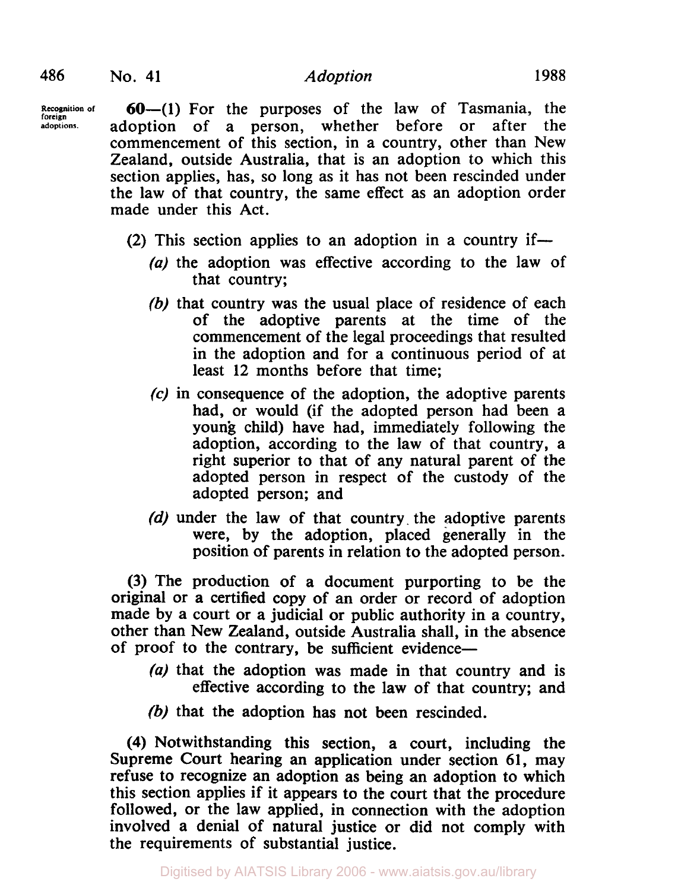**Recognition of foreign adoptions.**

**60**—(1) For the purposes of the law of Tasmania, the adoption of a person, whether before or after the commencement of this section, in a country, other than New Zealand, outside Australia, that is an adoption to which this section applies, has, so long as it has not been rescinded under the law of that country, the same effect as an adoption order made under this Act.

(2) This section applies to an adoption in a country if—

*(a)* the adoption was effective according to the law of that country;

*(b)* that country was the usual place of residence of each of the adoptive parents at the time of the commencement of the legal proceedings that resulted in the adoption and for a continuous period of at least 12 months before that time;

*(c)* in consequence of the adoption, the adoptive parents had, or would (if the adopted person had been a young child) have had, immediately following the adoption, according to the law of that country, a right superior to that of any natural parent of the adopted person in respect of the custody of the adopted person; and

*(d)* under the law of that country the adoptive parents were, by the adoption, placed generally in the position of parents in relation to the adopted person.

(3) The production of a document purporting to be the original or a certified copy of an order or record of adoption made by a court or a judicial or public authority in a country, other than New Zealand, outside Australia shall, in the absence of proof to the contrary, be sufficient evidence—

*(a)* that the adoption was made in that country and is effective according to the law of that country; and

*(b)* that the adoption has not been rescinded.

(4) Notwithstanding this section, a court, including the Supreme Court hearing an application under section 61, may refuse to recognize an adoption as being an adoption to which this section applies if it appears to the court that the procedure followed, or the law applied, in connection with the adoption involved a denial of natural justice or did not comply with the requirements of substantial justice.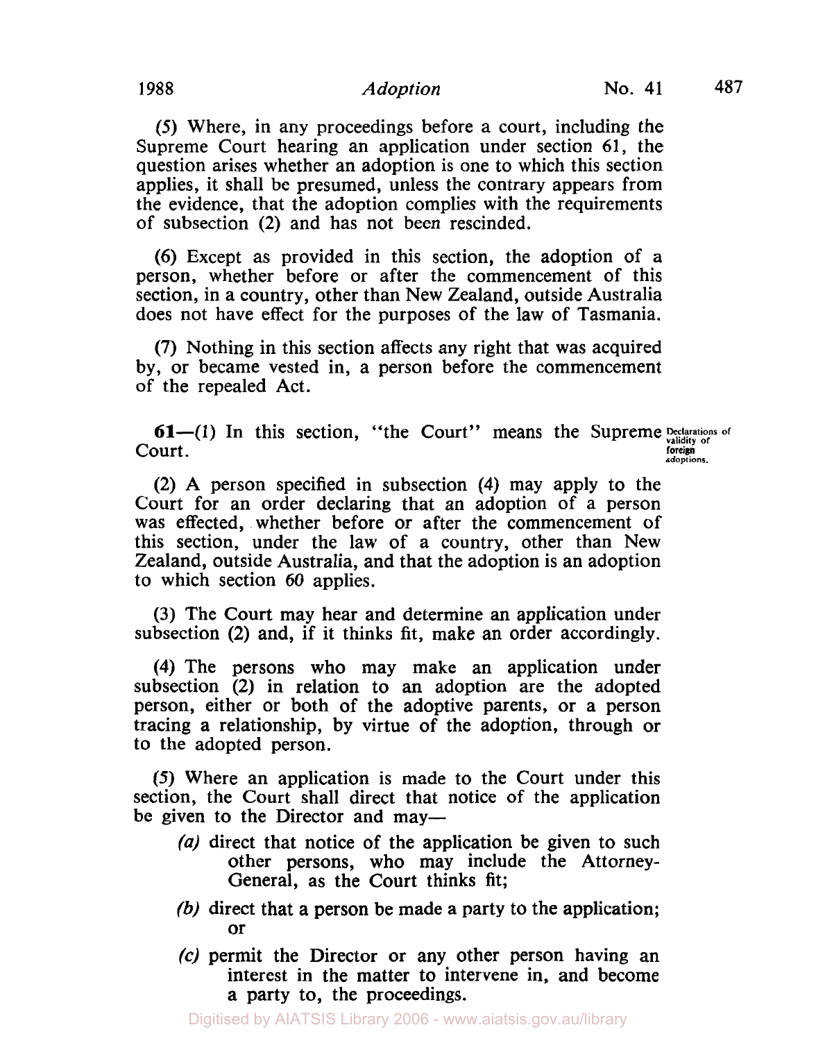(5) Where, in any proceedings before a court, including the Supreme Court hearing an application under section 61, the question arises whether an adoption is one to which this section applies, it shall be presumed, unless the contrary appears from the evidence, that the adoption complies with the requirements of subsection (2) and has not been rescinded.

(6) Except as provided in this section, the adoption of a person, whether before or after the commencement of this section, in a country, other than New Zealand, outside Australia does not have effect for the purposes of the law of Tasmania.

(7) Nothing in this section affects any right that was acquired by, or became vested in, a person before the commencement of the repealed Act.

**Declarations of validity of foreign adoptions.**

**61**—(1) In this section, "the Court" means the Supreme Court.

(2) A person specified in subsection (4) may apply to the Court for an order declaring that an adoption of a person was effected, whether before or after the commencement of this section, under the law of a country, other than New Zealand, outside Australia, and that the adoption is an adoption to which section 60 applies.

(3) The Court may hear and determine an application under subsection (2) and, if it thinks fit, make an order accordingly.

(4) The persons who may make an application under subsection (2) in relation to an adoption are the adopted person, either or both of the adoptive parents, or a person tracing a relationship, by virtue of the adoption, through or to the adopted person.

(5) Where an application is made to the Court under this section, the Court shall direct that notice of the application be given to the Director and may—

- *(a)* direct that notice of the application be given to such other persons, who may include the Attorney-General, as the Court thinks fit;
- *(b)* direct that a person be made a party to the application; or
- *(c)* permit the Director or any other person having an interest in the matter to intervene in, and become a party to, the proceedings.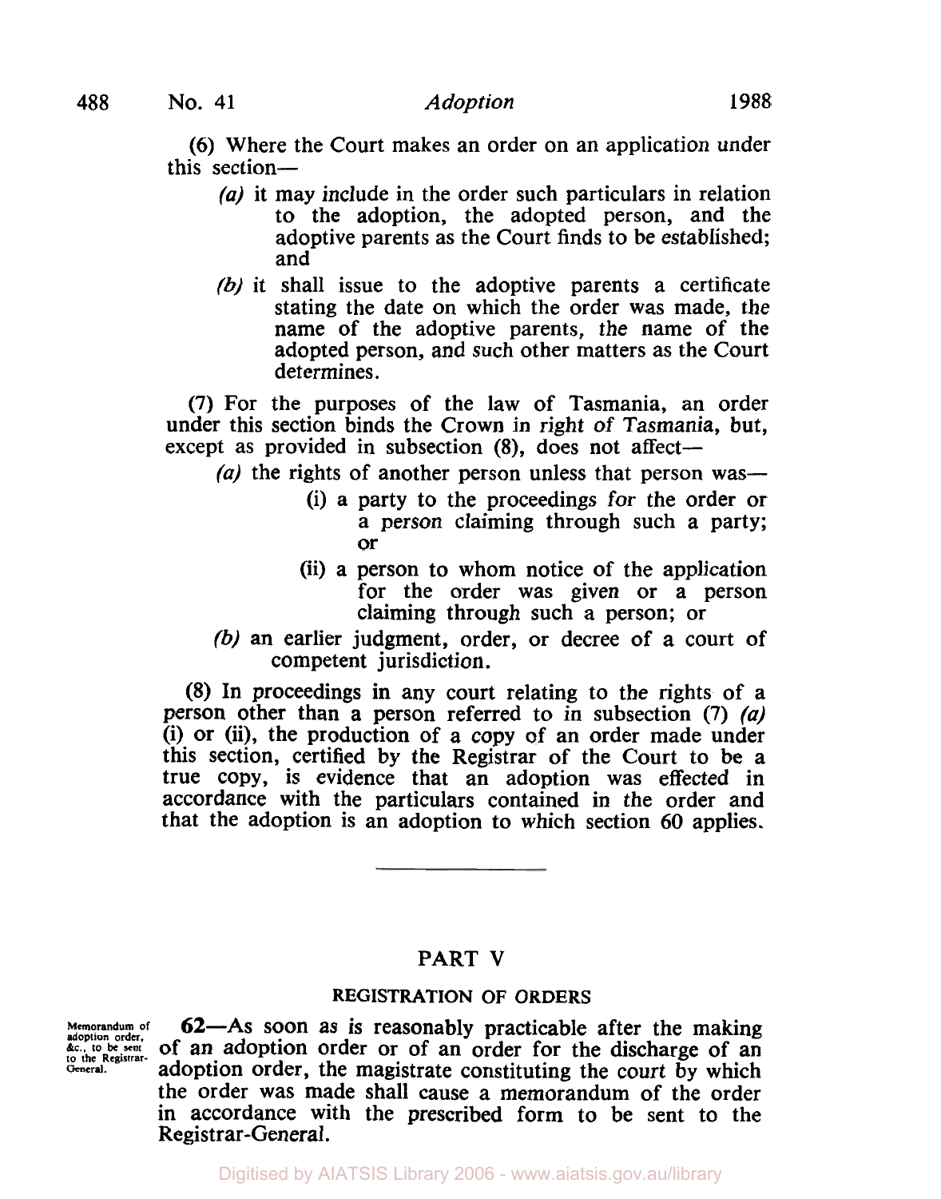(6) Where the Court makes an order on an application under this section—

*(a)* it may include in the order such particulars in relation to the adoption, the adopted person, and the adoptive parents as the Court finds to be established; and

*(b)* it shall issue to the adoptive parents a certificate stating the date on which the order was made, the name of the adoptive parents, the name of the adopted person, and such other matters as the Court determines.

(7) For the purposes of the law of Tasmania, an order under this section binds the Crown in right of Tasmania, but, except as provided in subsection (8), does not affect—

*(a)* the rights of another person unless that person was—

(i) a party to the proceedings for the order or a person claiming through such a party; or

(ii) a person to whom notice of the application for the order was given or a person claiming through such a person; or

*(b)* an earlier judgment, order, or decree of a court of competent jurisdiction.

(8) In proceedings in any court relating to the rights of a person other than a person referred to in subsection (7) *(a)* (i) or (ii), the production of a copy of an order made under this section, certified by the Registrar of the Court to be a true copy, is evidence that an adoption was effected in accordance with the particulars contained in the order and that the adoption is an adoption to which section 60 applies.

---

## PART V

### REGISTRATION OF ORDERS

Memorandum of adoption order, &c., to be sent to the Registrar-General.

**62**—As soon as is reasonably practicable after the making of an adoption order or of an order for the discharge of an adoption order, the magistrate constituting the court by which the order was made shall cause a memorandum of the order in accordance with the prescribed form to be sent to the Registrar-General.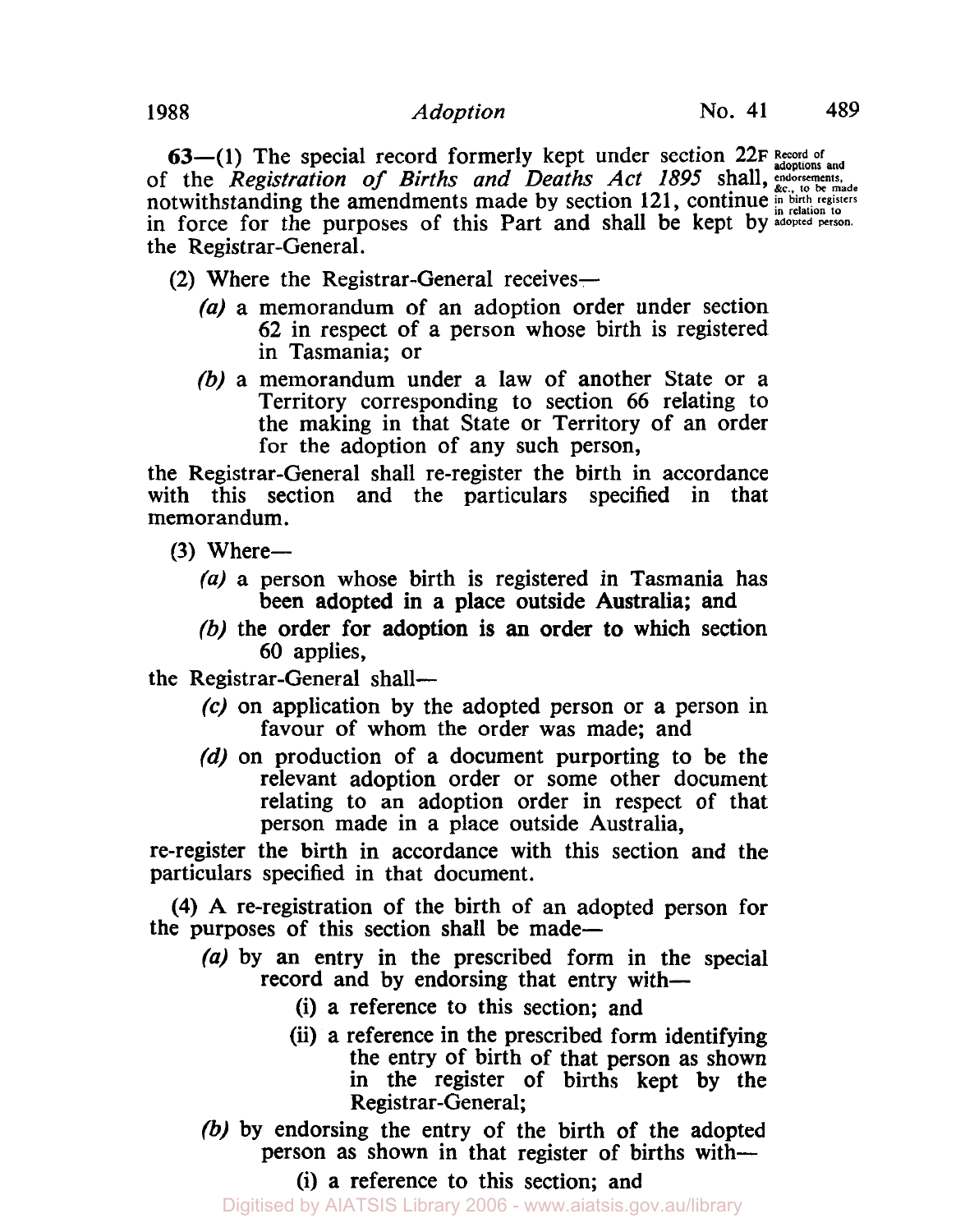**63**—(1) The special record formerly kept under section 22F of the *Registration of Births and Deaths Act 1895* shall, notwithstanding the amendments made by section 121, continue in force for the purposes of this Part and shall be kept by the Registrar-General.

Record of adoptions and endorsements, &c., to be made in birth registers in relation to adopted person.

(2) Where the Registrar-General receives—

*(a)* a memorandum of an adoption order under section 62 in respect of a person whose birth is registered in Tasmania; or

*(b)* a memorandum under a law of another State or a Territory corresponding to section 66 relating to the making in that State or Territory of an order for the adoption of any such person,

the Registrar-General shall re-register the birth in accordance with this section and the particulars specified in that memorandum.

(3) Where—

*(a)* a person whose birth is registered in Tasmania has been adopted in a place outside Australia; and

*(b)* the order for adoption is an order to which section 60 applies,

the Registrar-General shall—

*(c)* on application by the adopted person or a person in favour of whom the order was made; and

*(d)* on production of a document purporting to be the relevant adoption order or some other document relating to an adoption order in respect of that person made in a place outside Australia,

re-register the birth in accordance with this section and the particulars specified in that document.

(4) A re-registration of the birth of an adopted person for the purposes of this section shall be made—

*(a)* by an entry in the prescribed form in the special record and by endorsing that entry with—

(i) a reference to this section; and

(ii) a reference in the prescribed form identifying the entry of birth of that person as shown in the register of births kept by the Registrar-General;

*(b)* by endorsing the entry of the birth of the adopted person as shown in that register of births with—

(i) a reference to this section; and